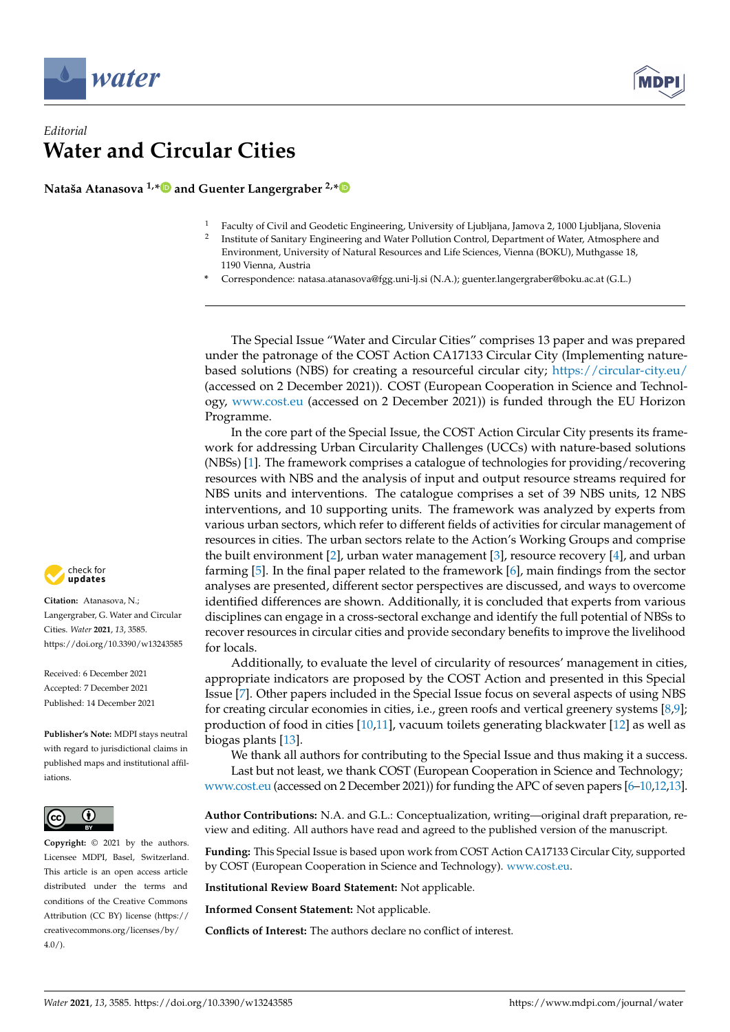*Editorial*

# Water and Circular Cities

**Nataša Atanasova [1,*] and Guenter Langergraber [2,*]**

[1] Faculty of Civil and Geodetic Engineering, University of Ljubljana, Jamova 2, 1000 Ljubljana, Slovenia

[2] Institute of Sanitary Engineering and Water Pollution Control, Department of Water, Atmosphere and Environment, University of Natural Resources and Life Sciences, Vienna (BOKU), Muthgasse 18, 1190 Vienna, Austria

* Correspondence: natasa.atanasova@fgg.uni-lj.si (N.A.); guenter.langergraber@boku.ac.at (G.L.)

**Citation:** Atanasova, N.; Langergraber, G. Water and Circular Cities. *Water* **2021**, *13*, 3585. https://doi.org/10.3390/w13243585

Received: 6 December 2021
Accepted: 7 December 2021
Published: 14 December 2021

**Publisher's Note:** MDPI stays neutral with regard to jurisdictional claims in published maps and institutional affiliations.

**Copyright:** © 2021 by the authors. Licensee MDPI, Basel, Switzerland. This article is an open access article distributed under the terms and conditions of the Creative Commons Attribution (CC BY) license (https://creativecommons.org/licenses/by/4.0/).

The Special Issue "Water and Circular Cities" comprises 13 paper and was prepared under the patronage of the COST Action CA17133 Circular City (Implementing nature-based solutions (NBS) for creating a resourceful circular city; https://circular-city.eu/ (accessed on 2 December 2021)). COST (European Cooperation in Science and Technology, www.cost.eu (accessed on 2 December 2021)) is funded through the EU Horizon Programme.

In the core part of the Special Issue, the COST Action Circular City presents its framework for addressing Urban Circularity Challenges (UCCs) with nature-based solutions (NBSs) [1]. The framework comprises a catalogue of technologies for providing/recovering resources with NBS and the analysis of input and output resource streams required for NBS units and interventions. The catalogue comprises a set of 39 NBS units, 12 NBS interventions, and 10 supporting units. The framework was analyzed by experts from various urban sectors, which refer to different fields of activities for circular management of resources in cities. The urban sectors relate to the Action's Working Groups and comprise the built environment [2], urban water management [3], resource recovery [4], and urban farming [5]. In the final paper related to the framework [6], main findings from the sector analyses are presented, different sector perspectives are discussed, and ways to overcome identified differences are shown. Additionally, it is concluded that experts from various disciplines can engage in a cross-sectoral exchange and identify the full potential of NBSs to recover resources in circular cities and provide secondary benefits to improve the livelihood for locals.

Additionally, to evaluate the level of circularity of resources' management in cities, appropriate indicators are proposed by the COST Action and presented in this Special Issue [7]. Other papers included in the Special Issue focus on several aspects of using NBS for creating circular economies in cities, i.e., green roofs and vertical greenery systems [8,9]; production of food in cities [10,11], vacuum toilets generating blackwater [12] as well as biogas plants [13].

We thank all authors for contributing to the Special Issue and thus making it a success.

Last but not least, we thank COST (European Cooperation in Science and Technology; www.cost.eu (accessed on 2 December 2021)) for funding the APC of seven papers [6–10,12,13].

**Author Contributions:** N.A. and G.L.: Conceptualization, writing—original draft preparation, review and editing. All authors have read and agreed to the published version of the manuscript.

**Funding:** This Special Issue is based upon work from COST Action CA17133 Circular City, supported by COST (European Cooperation in Science and Technology). www.cost.eu.

**Institutional Review Board Statement:** Not applicable.

**Informed Consent Statement:** Not applicable.

**Conflicts of Interest:** The authors declare no conflict of interest.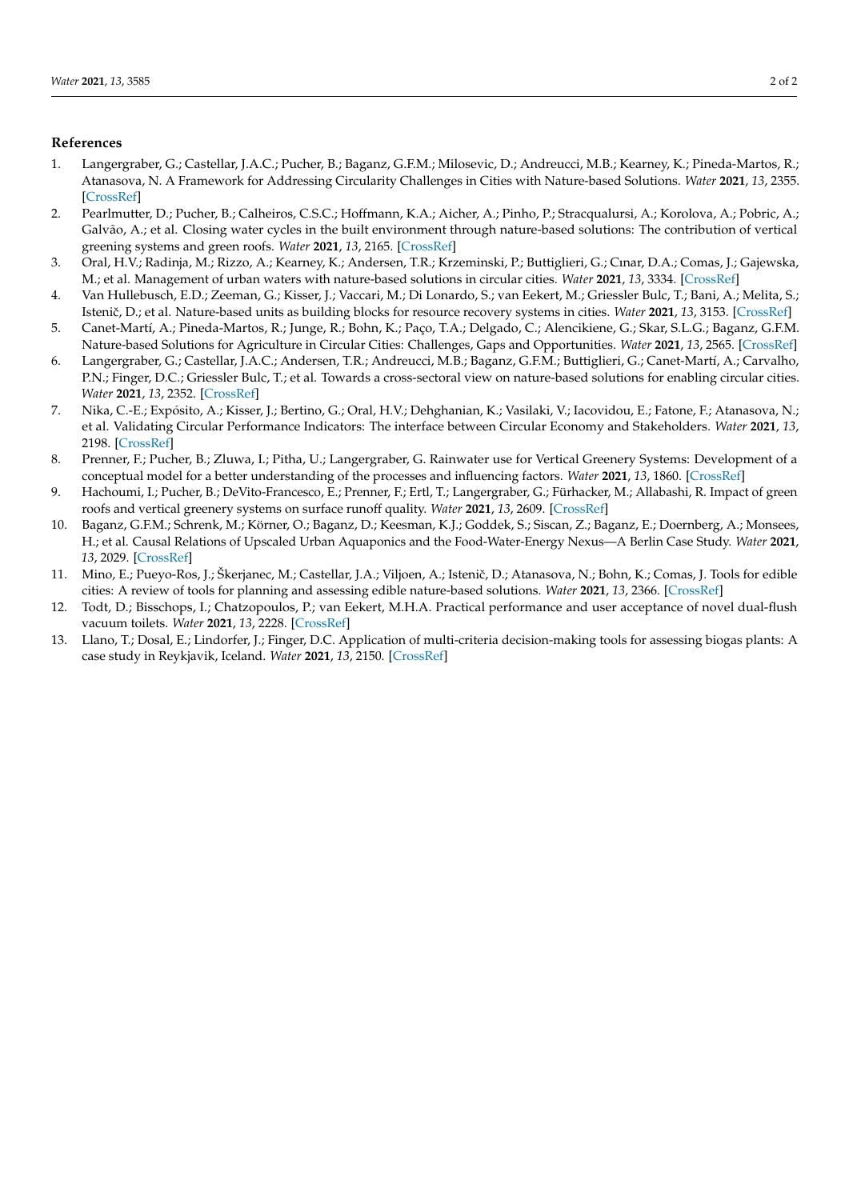## References

1. Langergraber, G.; Castellar, J.A.C.; Pucher, B.; Baganz, G.F.M.; Milosevic, D.; Andreucci, M.B.; Kearney, K.; Pineda-Martos, R.; Atanasova, N. A Framework for Addressing Circularity Challenges in Cities with Nature-based Solutions. *Water* **2021**, *13*, 2355. [CrossRef]
2. Pearlmutter, D.; Pucher, B.; Calheiros, C.S.C.; Hoffmann, K.A.; Aicher, A.; Pinho, P.; Stracqualursi, A.; Korolova, A.; Pobric, A.; Galvão, A.; et al. Closing water cycles in the built environment through nature-based solutions: The contribution of vertical greening systems and green roofs. *Water* **2021**, *13*, 2165. [CrossRef]
3. Oral, H.V.; Radinja, M.; Rizzo, A.; Kearney, K.; Andersen, T.R.; Krzeminski, P.; Buttiglieri, G.; Cınar, D.A.; Comas, J.; Gajewska, M.; et al. Management of urban waters with nature-based solutions in circular cities. *Water* **2021**, *13*, 3334. [CrossRef]
4. Van Hullebusch, E.D.; Zeeman, G.; Kisser, J.; Vaccari, M.; Di Lonardo, S.; van Eekert, M.; Griessler Bulc, T.; Bani, A.; Melita, S.; Istenič, D.; et al. Nature-based units as building blocks for resource recovery systems in cities. *Water* **2021**, *13*, 3153. [CrossRef]
5. Canet-Martí, A.; Pineda-Martos, R.; Junge, R.; Bohn, K.; Paço, T.A.; Delgado, C.; Alencikiene, G.; Skar, S.L.G.; Baganz, G.F.M. Nature-based Solutions for Agriculture in Circular Cities: Challenges, Gaps and Opportunities. *Water* **2021**, *13*, 2565. [CrossRef]
6. Langergraber, G.; Castellar, J.A.C.; Andersen, T.R.; Andreucci, M.B.; Baganz, G.F.M.; Buttiglieri, G.; Canet-Martí, A.; Carvalho, P.N.; Finger, D.C.; Griessler Bulc, T.; et al. Towards a cross-sectoral view on nature-based solutions for enabling circular cities. *Water* **2021**, *13*, 2352. [CrossRef]
7. Nika, C.-E.; Expósito, A.; Kisser, J.; Bertino, G.; Oral, H.V.; Dehghanian, K.; Vasilaki, V.; Iacovidou, E.; Fatone, F.; Atanasova, N.; et al. Validating Circular Performance Indicators: The interface between Circular Economy and Stakeholders. *Water* **2021**, *13*, 2198. [CrossRef]
8. Prenner, F.; Pucher, B.; Zluwa, I.; Pitha, U.; Langergraber, G. Rainwater use for Vertical Greenery Systems: Development of a conceptual model for a better understanding of the processes and influencing factors. *Water* **2021**, *13*, 1860. [CrossRef]
9. Hachoumi, I.; Pucher, B.; DeVito-Francesco, E.; Prenner, F.; Ertl, T.; Langergraber, G.; Fürhacker, M.; Allabashi, R. Impact of green roofs and vertical greenery systems on surface runoff quality. *Water* **2021**, *13*, 2609. [CrossRef]
10. Baganz, G.F.M.; Schrenk, M.; Körner, O.; Baganz, D.; Keesman, K.J.; Goddek, S.; Siscan, Z.; Baganz, E.; Doernberg, A.; Monsees, H.; et al. Causal Relations of Upscaled Urban Aquaponics and the Food-Water-Energy Nexus—A Berlin Case Study. *Water* **2021**, *13*, 2029. [CrossRef]
11. Mino, E.; Pueyo-Ros, J.; Škerjanec, M.; Castellar, J.A.; Viljoen, A.; Istenič, D.; Atanasova, N.; Bohn, K.; Comas, J. Tools for edible cities: A review of tools for planning and assessing edible nature-based solutions. *Water* **2021**, *13*, 2366. [CrossRef]
12. Todt, D.; Bisschops, I.; Chatzopoulos, P.; van Eekert, M.H.A. Practical performance and user acceptance of novel dual-flush vacuum toilets. *Water* **2021**, *13*, 2228. [CrossRef]
13. Llano, T.; Dosal, E.; Lindorfer, J.; Finger, D.C. Application of multi-criteria decision-making tools for assessing biogas plants: A case study in Reykjavik, Iceland. *Water* **2021**, *13*, 2150. [CrossRef]